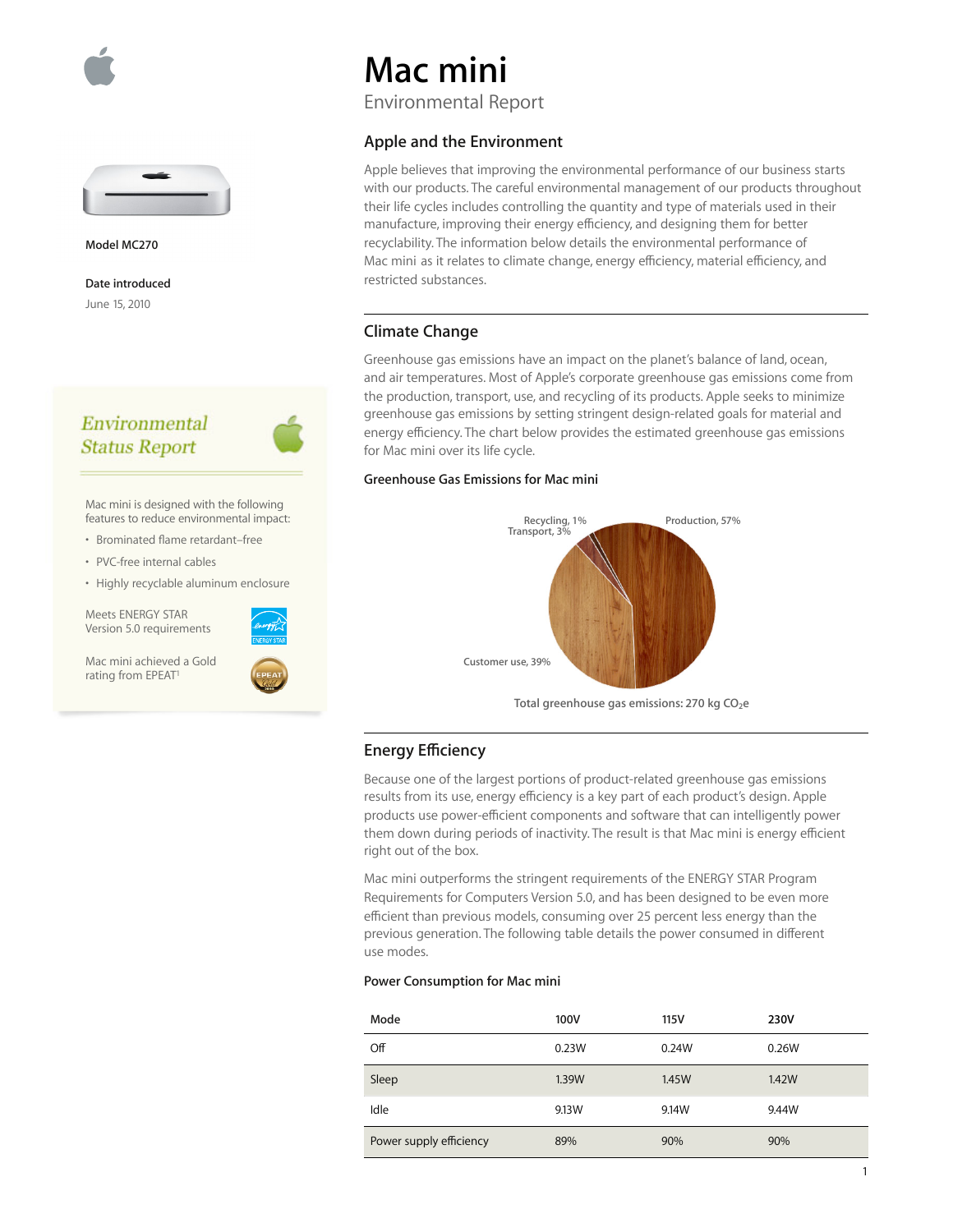# Mac mini

Environmental Report

Model MC270

**Date introduced**

June 15, 2010

## Environmental Status Report

Mac mini is designed with the following features to reduce environmental impact:

- Brominated flame retardant–free
- PVC-free internal cables
- Highly recyclable aluminum enclosure

Meets ENERGY STAR Version 5.0 requirements

Mac mini achieved a Gold rating from EPEAT[1]

## Apple and the Environment

Apple believes that improving the environmental performance of our business starts with our products. The careful environmental management of our products throughout their life cycles includes controlling the quantity and type of materials used in their manufacture, improving their energy efficiency, and designing them for better recyclability. The information below details the environmental performance of Mac mini as it relates to climate change, energy efficiency, material efficiency, and restricted substances.

## Climate Change

Greenhouse gas emissions have an impact on the planet's balance of land, ocean, and air temperatures. Most of Apple's corporate greenhouse gas emissions come from the production, transport, use, and recycling of its products. Apple seeks to minimize greenhouse gas emissions by setting stringent design-related goals for material and energy efficiency. The chart below provides the estimated greenhouse gas emissions for Mac mini over its life cycle.

### Greenhouse Gas Emissions for Mac mini

Recycling, 1%
Transport, 3%
Production, 57%
Customer use, 39%

Total greenhouse gas emissions: 270 kg $CO_2e$

## Energy Efficiency

Because one of the largest portions of product-related greenhouse gas emissions results from its use, energy efficiency is a key part of each product's design. Apple products use power-efficient components and software that can intelligently power them down during periods of inactivity. The result is that Mac mini is energy efficient right out of the box.

Mac mini outperforms the stringent requirements of the ENERGY STAR Program Requirements for Computers Version 5.0, and has been designed to be even more efficient than previous models, consuming over 25 percent less energy than the previous generation. The following table details the power consumed in different use modes.

### Power Consumption for Mac mini

| Mode | 100V | 115V | 230V |
|---|---|---|---|
| Off | 0.23W | 0.24W | 0.26W |
| Sleep | 1.39W | 1.45W | 1.42W |
| Idle | 9.13W | 9.14W | 9.44W |
| Power supply efficiency | 89% | 90% | 90% |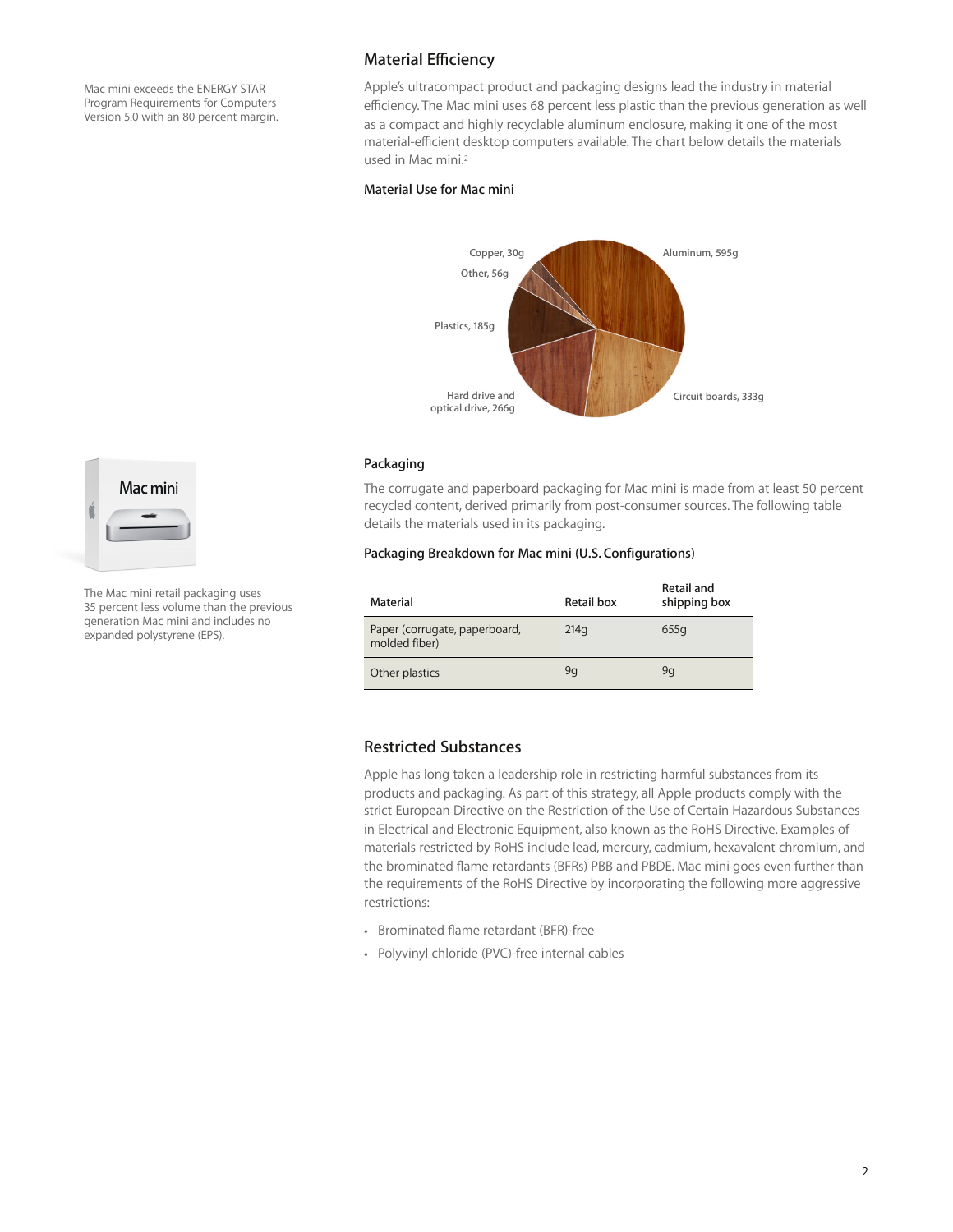Mac mini exceeds the ENERGY STAR Program Requirements for Computers Version 5.0 with an 80 percent margin.

## Material Efficiency

Apple's ultracompact product and packaging designs lead the industry in material efficiency. The Mac mini uses 68 percent less plastic than the previous generation as well as a compact and highly recyclable aluminum enclosure, making it one of the most material-efficient desktop computers available. The chart below details the materials used in Mac mini.[2]

### Material Use for Mac mini

Aluminum, 595g
Circuit boards, 333g
Hard drive and optical drive, 266g
Plastics, 185g
Other, 56g
Copper, 30g

### Packaging

The corrugate and paperboard packaging for Mac mini is made from at least 50 percent recycled content, derived primarily from post-consumer sources. The following table details the materials used in its packaging.

The Mac mini retail packaging uses 35 percent less volume than the previous generation Mac mini and includes no expanded polystyrene (EPS).

#### Packaging Breakdown for Mac mini (U.S. Configurations)

| Material | Retail box | Retail and shipping box |
|---|---|---|
| Paper (corrugate, paperboard, molded fiber) | 214g | 655g |
| Other plastics | 9g | 9g |

## Restricted Substances

Apple has long taken a leadership role in restricting harmful substances from its products and packaging. As part of this strategy, all Apple products comply with the strict European Directive on the Restriction of the Use of Certain Hazardous Substances in Electrical and Electronic Equipment, also known as the RoHS Directive. Examples of materials restricted by RoHS include lead, mercury, cadmium, hexavalent chromium, and the brominated flame retardants (BFRs) PBB and PBDE. Mac mini goes even further than the requirements of the RoHS Directive by incorporating the following more aggressive restrictions:

- Brominated flame retardant (BFR)-free
- Polyvinyl chloride (PVC)-free internal cables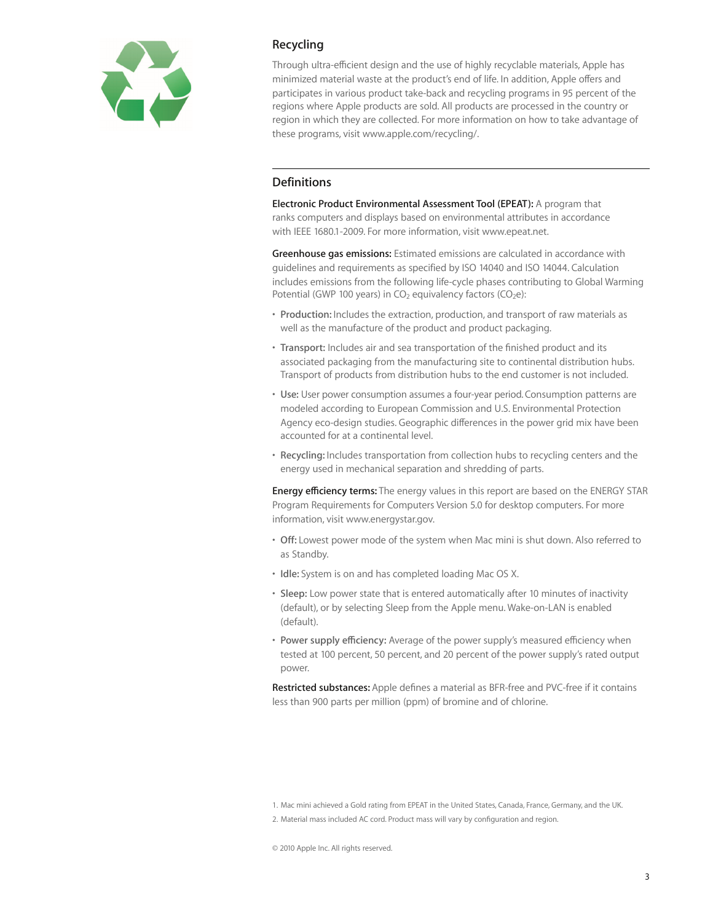## Recycling

Through ultra-efficient design and the use of highly recyclable materials, Apple has minimized material waste at the product's end of life. In addition, Apple offers and participates in various product take-back and recycling programs in 95 percent of the regions where Apple products are sold. All products are processed in the country or region in which they are collected. For more information on how to take advantage of these programs, visit www.apple.com/recycling/.

## Definitions

**Electronic Product Environmental Assessment Tool (EPEAT):** A program that ranks computers and displays based on environmental attributes in accordance with IEEE 1680.1-2009. For more information, visit www.epeat.net.

**Greenhouse gas emissions:** Estimated emissions are calculated in accordance with guidelines and requirements as specified by ISO 14040 and ISO 14044. Calculation includes emissions from the following life-cycle phases contributing to Global Warming Potential (GWP 100 years) in $CO_2$ equivalency factors ($CO_2e$):

- **Production:** Includes the extraction, production, and transport of raw materials as well as the manufacture of the product and product packaging.
- **Transport:** Includes air and sea transportation of the finished product and its associated packaging from the manufacturing site to continental distribution hubs. Transport of products from distribution hubs to the end customer is not included.
- **Use:** User power consumption assumes a four-year period. Consumption patterns are modeled according to European Commission and U.S. Environmental Protection Agency eco-design studies. Geographic differences in the power grid mix have been accounted for at a continental level.
- **Recycling:** Includes transportation from collection hubs to recycling centers and the energy used in mechanical separation and shredding of parts.

**Energy efficiency terms:** The energy values in this report are based on the ENERGY STAR Program Requirements for Computers Version 5.0 for desktop computers. For more information, visit www.energystar.gov.

- **Off:** Lowest power mode of the system when Mac mini is shut down. Also referred to as Standby.
- **Idle:** System is on and has completed loading Mac OS X.
- **Sleep:** Low power state that is entered automatically after 10 minutes of inactivity (default), or by selecting Sleep from the Apple menu. Wake-on-LAN is enabled (default).
- **Power supply efficiency:** Average of the power supply's measured efficiency when tested at 100 percent, 50 percent, and 20 percent of the power supply's rated output power.

**Restricted substances:** Apple defines a material as BFR-free and PVC-free if it contains less than 900 parts per million (ppm) of bromine and of chlorine.

1. Mac mini achieved a Gold rating from EPEAT in the United States, Canada, France, Germany, and the UK.
2. Material mass included AC cord. Product mass will vary by configuration and region.

© 2010 Apple Inc. All rights reserved.